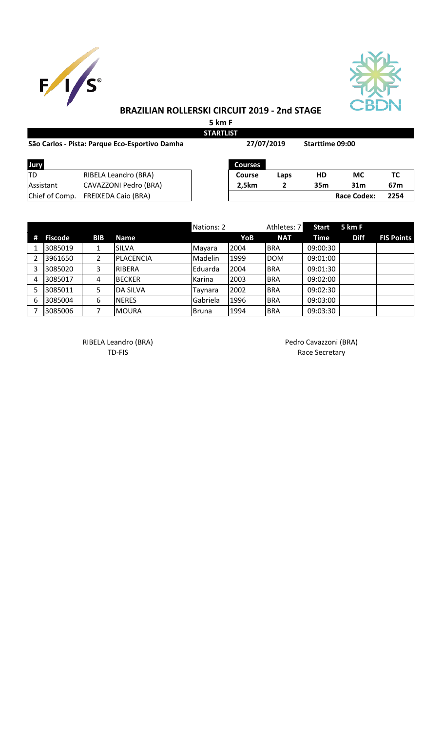# BRAZILIAN ROLLERSKI CIRCUIT 2019 - 2nd STAGE

## 5 km F

**STARTLIST**

**São Carlos - Pista: Parque Eco-Esportivo Damha** | **27/07/2019** | **Starttime 09:00**

| Jury | |
|---|---|
| TD | RIBELA Leandro (BRA) |
| Assistant | CAVAZZONI Pedro (BRA) |
| Chief of Comp. | FREIXEDA Caio (BRA) |

| Courses | | | | |
|---|---|---|---|---|
| **Course** | **Laps** | **HD** | **MC** | **TC** |
| **2,5km** | **2** | **35m** | **31m** | **67m** |
| | | | **Race Codex:** | **2254** |

| | | | | Nations: 2 | | Athletes: 7 | Start | 5 km F | |
|---|---|---|---|---|---|---|---|---|---|
| **#** | **Fiscode** | **BIB** | **Name** | | **YoB** | **NAT** | **Time** | **Diff** | **FIS Points** |
| 1 | 3085019 | 1 | SILVA | Mayara | 2004 | BRA | 09:00:30 | | |
| 2 | 3961650 | 2 | PLACENCIA | Madelin | 1999 | DOM | 09:01:00 | | |
| 3 | 3085020 | 3 | RIBERA | Eduarda | 2004 | BRA | 09:01:30 | | |
| 4 | 3085017 | 4 | BECKER | Karina | 2003 | BRA | 09:02:00 | | |
| 5 | 3085011 | 5 | DA SILVA | Taynara | 2002 | BRA | 09:02:30 | | |
| 6 | 3085004 | 6 | NERES | Gabriela | 1996 | BRA | 09:03:00 | | |
| 7 | 3085006 | 7 | MOURA | Bruna | 1994 | BRA | 09:03:30 | | |

RIBELA Leandro (BRA)
TD-FIS

Pedro Cavazzoni (BRA)
Race Secretary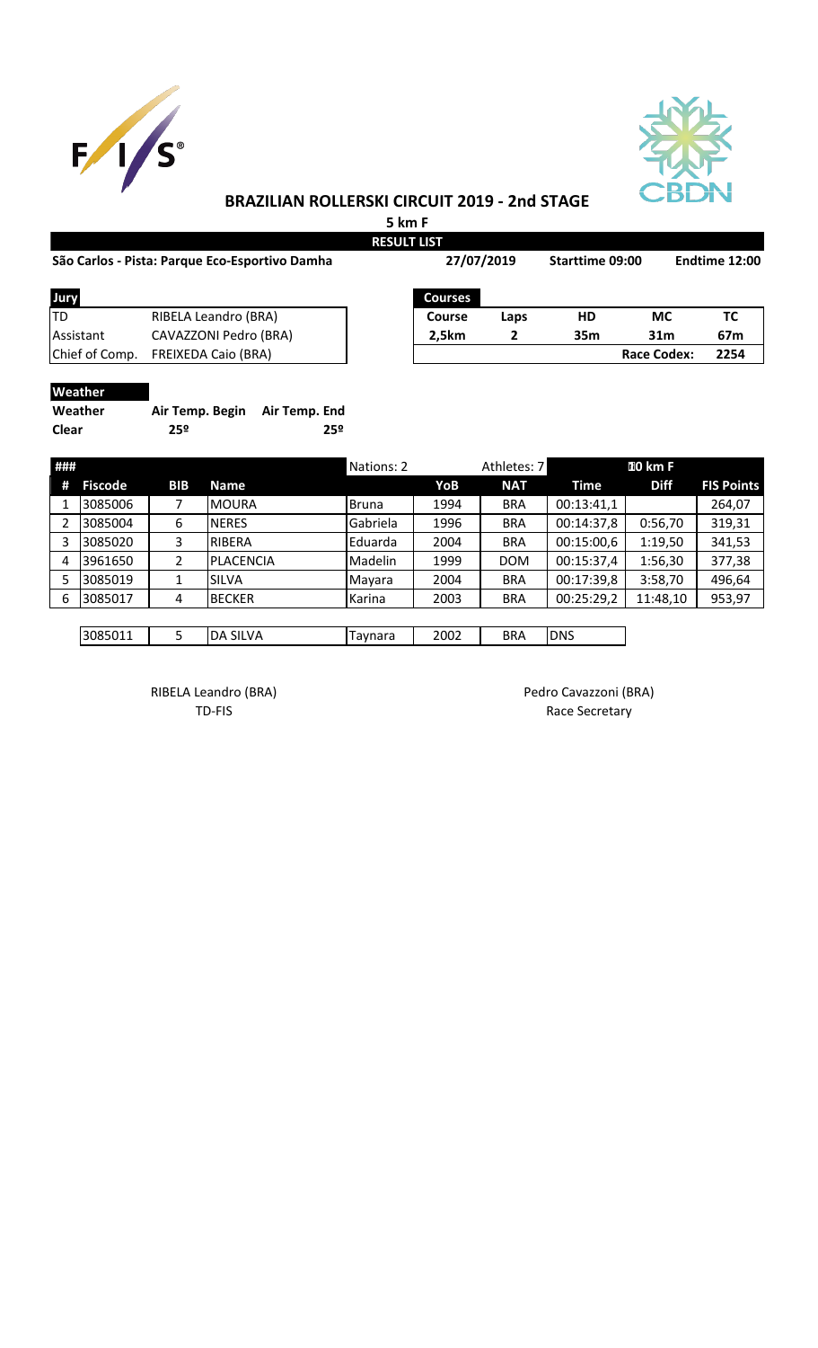# BRAZILIAN ROLLERSKI CIRCUIT 2019 - 2nd STAGE

**5 km F**

**RESULT LIST**

**São Carlos - Pista: Parque Eco-Esportivo Damha** | **27/07/2019** | **Starttime 09:00** | **Endtime 12:00**

| Jury | |
|---|---|
| TD | RIBELA Leandro (BRA) |
| Assistant | CAVAZZONI Pedro (BRA) |
| Chief of Comp. | FREIXEDA Caio (BRA) |

| Courses | | | | |
|---|---|---|---|---|
| Course | Laps | HD | MC | TC |
| 2,5km | 2 | 35m | 31m | 67m |
| | | | Race Codex: | 2254 |

**Weather**

| Weather | Air Temp. Begin | Air Temp. End |
|---|---|---|
| Clear | 25º | 25º |

| ### | | | | Nations: 2 | | Athletes: 7 | 10 km F | | |
|---|---|---|---|---|---|---|---|---|---|
| # | Fiscode | BIB | Name | | YoB | NAT | Time | Diff | FIS Points |
| 1 | 3085006 | 7 | MOURA | Bruna | 1994 | BRA | 00:13:41,1 | | 264,07 |
| 2 | 3085004 | 6 | NERES | Gabriela | 1996 | BRA | 00:14:37,8 | 0:56,70 | 319,31 |
| 3 | 3085020 | 3 | RIBERA | Eduarda | 2004 | BRA | 00:15:00,6 | 1:19,50 | 341,53 |
| 4 | 3961650 | 2 | PLACENCIA | Madelin | 1999 | DOM | 00:15:37,4 | 1:56,30 | 377,38 |
| 5 | 3085019 | 1 | SILVA | Mayara | 2004 | BRA | 00:17:39,8 | 3:58,70 | 496,64 |
| 6 | 3085017 | 4 | BECKER | Karina | 2003 | BRA | 00:25:29,2 | 11:48,10 | 953,97 |
| | 3085011 | 5 | DA SILVA | Taynara | 2002 | BRA | DNS | | |

RIBELA Leandro (BRA)
TD-FIS

Pedro Cavazzoni (BRA)
Race Secretary